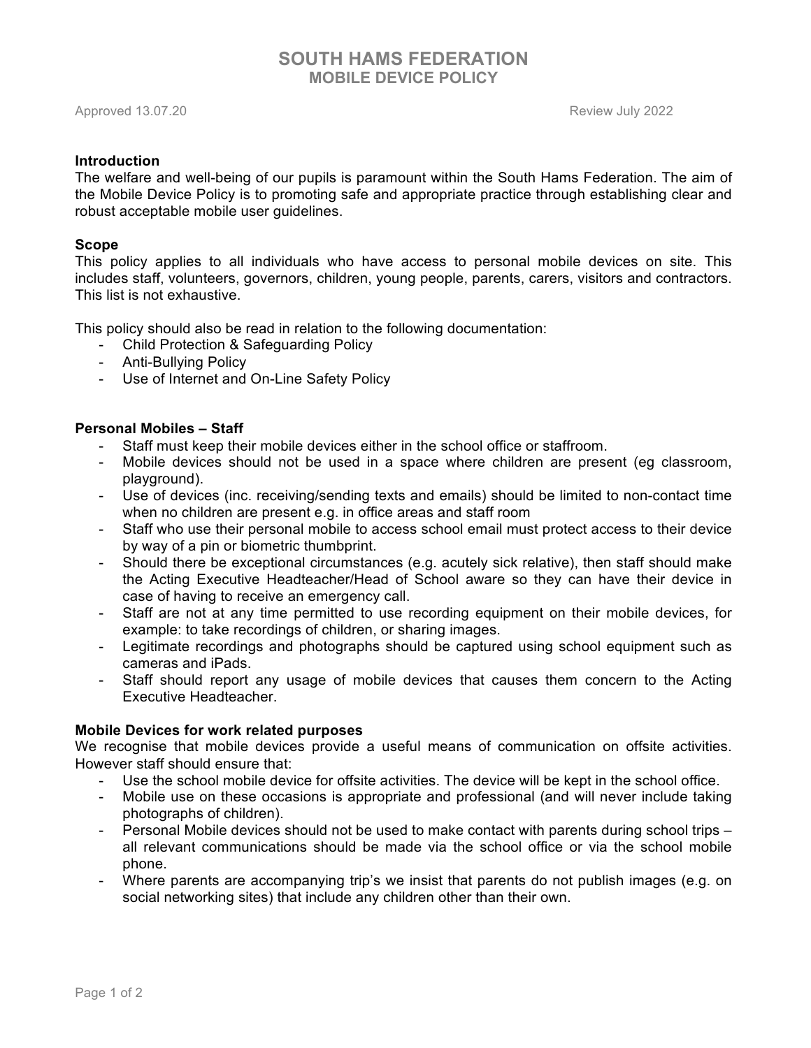# SOUTH HAMS FEDERATION
## MOBILE DEVICE POLICY

Approved 13.07.20 Review July 2022

### Introduction

The welfare and well-being of our pupils is paramount within the South Hams Federation. The aim of the Mobile Device Policy is to promoting safe and appropriate practice through establishing clear and robust acceptable mobile user guidelines.

### Scope

This policy applies to all individuals who have access to personal mobile devices on site. This includes staff, volunteers, governors, children, young people, parents, carers, visitors and contractors. This list is not exhaustive.

This policy should also be read in relation to the following documentation:

- Child Protection & Safeguarding Policy
- Anti-Bullying Policy
- Use of Internet and On-Line Safety Policy

### Personal Mobiles – Staff

- Staff must keep their mobile devices either in the school office or staffroom.
- Mobile devices should not be used in a space where children are present (eg classroom, playground).
- Use of devices (inc. receiving/sending texts and emails) should be limited to non-contact time when no children are present e.g. in office areas and staff room
- Staff who use their personal mobile to access school email must protect access to their device by way of a pin or biometric thumbprint.
- Should there be exceptional circumstances (e.g. acutely sick relative), then staff should make the Acting Executive Headteacher/Head of School aware so they can have their device in case of having to receive an emergency call.
- Staff are not at any time permitted to use recording equipment on their mobile devices, for example: to take recordings of children, or sharing images.
- Legitimate recordings and photographs should be captured using school equipment such as cameras and iPads.
- Staff should report any usage of mobile devices that causes them concern to the Acting Executive Headteacher.

### Mobile Devices for work related purposes

We recognise that mobile devices provide a useful means of communication on offsite activities. However staff should ensure that:

- Use the school mobile device for offsite activities. The device will be kept in the school office.
- Mobile use on these occasions is appropriate and professional (and will never include taking photographs of children).
- Personal Mobile devices should not be used to make contact with parents during school trips – all relevant communications should be made via the school office or via the school mobile phone.
- Where parents are accompanying trip's we insist that parents do not publish images (e.g. on social networking sites) that include any children other than their own.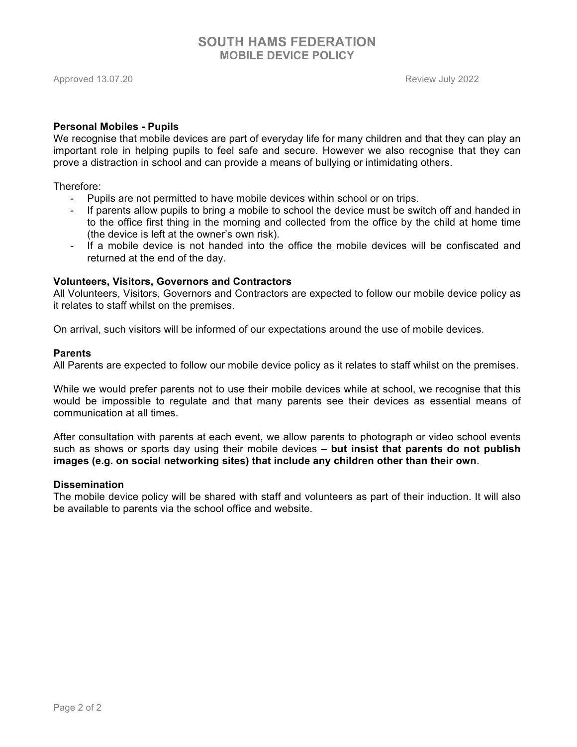### Personal Mobiles - Pupils

We recognise that mobile devices are part of everyday life for many children and that they can play an important role in helping pupils to feel safe and secure. However we also recognise that they can prove a distraction in school and can provide a means of bullying or intimidating others.

Therefore:

- Pupils are not permitted to have mobile devices within school or on trips.
- If parents allow pupils to bring a mobile to school the device must be switch off and handed in to the office first thing in the morning and collected from the office by the child at home time (the device is left at the owner's own risk).
- If a mobile device is not handed into the office the mobile devices will be confiscated and returned at the end of the day.

### Volunteers, Visitors, Governors and Contractors

All Volunteers, Visitors, Governors and Contractors are expected to follow our mobile device policy as it relates to staff whilst on the premises.

On arrival, such visitors will be informed of our expectations around the use of mobile devices.

### Parents

All Parents are expected to follow our mobile device policy as it relates to staff whilst on the premises.

While we would prefer parents not to use their mobile devices while at school, we recognise that this would be impossible to regulate and that many parents see their devices as essential means of communication at all times.

After consultation with parents at each event, we allow parents to photograph or video school events such as shows or sports day using their mobile devices – **but insist that parents do not publish images (e.g. on social networking sites) that include any children other than their own**.

### Dissemination

The mobile device policy will be shared with staff and volunteers as part of their induction. It will also be available to parents via the school office and website.